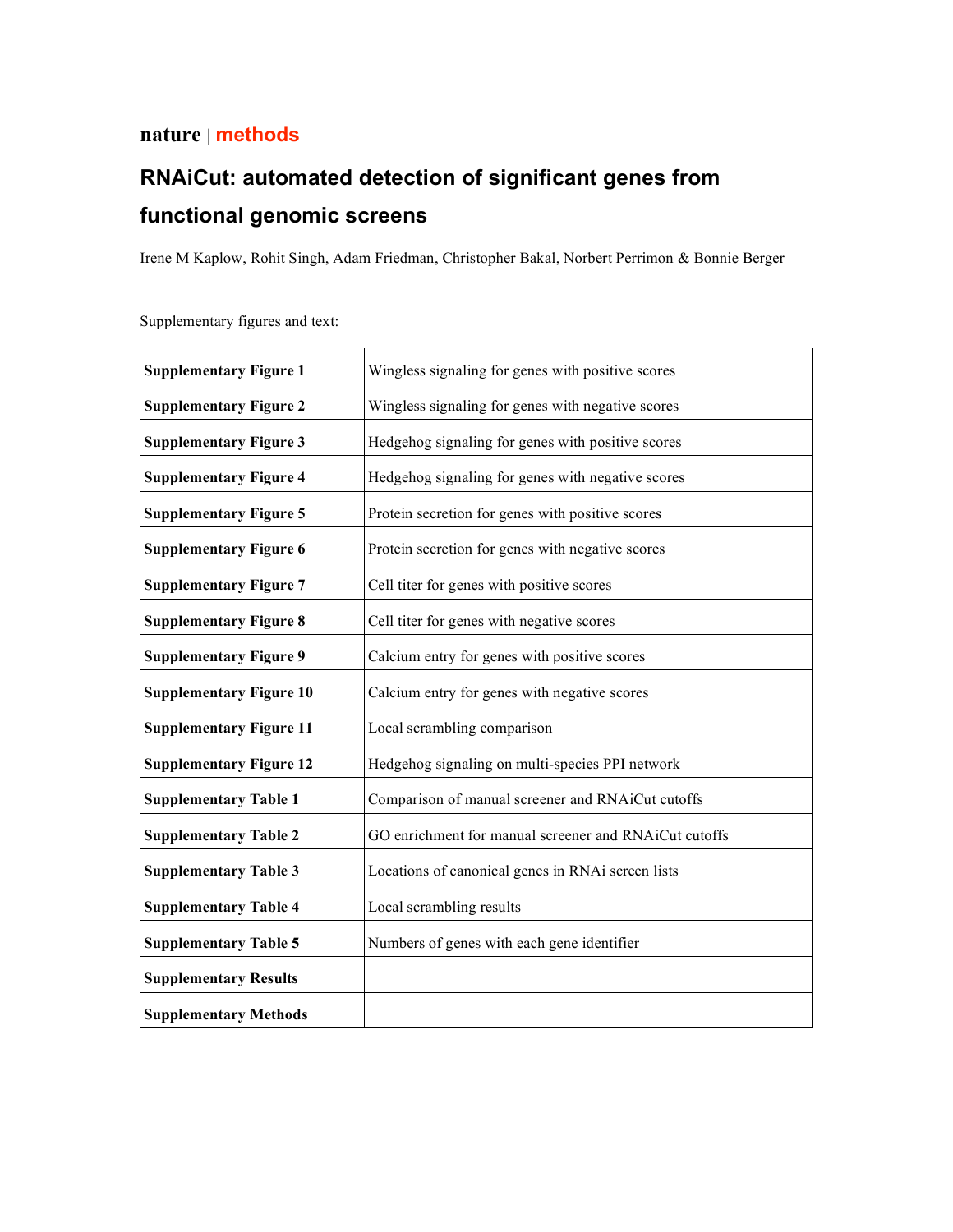**nature** | **methods**

# RNAiCut: automated detection of significant genes from functional genomic screens

Irene M Kaplow, Rohit Singh, Adam Friedman, Christopher Bakal, Norbert Perrimon & Bonnie Berger

Supplementary figures and text:

| | |
|---|---|
| **Supplementary Figure 1** | Wingless signaling for genes with positive scores |
| **Supplementary Figure 2** | Wingless signaling for genes with negative scores |
| **Supplementary Figure 3** | Hedgehog signaling for genes with positive scores |
| **Supplementary Figure 4** | Hedgehog signaling for genes with negative scores |
| **Supplementary Figure 5** | Protein secretion for genes with positive scores |
| **Supplementary Figure 6** | Protein secretion for genes with negative scores |
| **Supplementary Figure 7** | Cell titer for genes with positive scores |
| **Supplementary Figure 8** | Cell titer for genes with negative scores |
| **Supplementary Figure 9** | Calcium entry for genes with positive scores |
| **Supplementary Figure 10** | Calcium entry for genes with negative scores |
| **Supplementary Figure 11** | Local scrambling comparison |
| **Supplementary Figure 12** | Hedgehog signaling on multi-species PPI network |
| **Supplementary Table 1** | Comparison of manual screener and RNAiCut cutoffs |
| **Supplementary Table 2** | GO enrichment for manual screener and RNAiCut cutoffs |
| **Supplementary Table 3** | Locations of canonical genes in RNAi screen lists |
| **Supplementary Table 4** | Local scrambling results |
| **Supplementary Table 5** | Numbers of genes with each gene identifier |
| **Supplementary Results** | |
| **Supplementary Methods** | |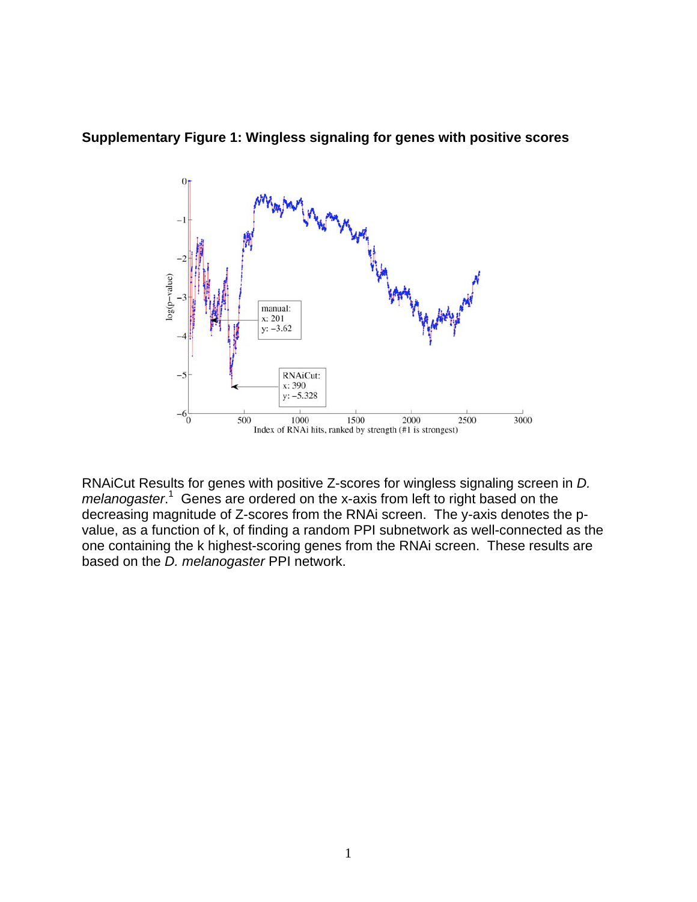**Supplementary Figure 1: Wingless signaling for genes with positive scores**

RNAiCut Results for genes with positive Z-scores for wingless signaling screen in *D. melanogaster*.[1] Genes are ordered on the x-axis from left to right based on the decreasing magnitude of Z-scores from the RNAi screen. The y-axis denotes the p-value, as a function of k, of finding a random PPI subnetwork as well-connected as the one containing the k highest-scoring genes from the RNAi screen. These results are based on the *D. melanogaster* PPI network.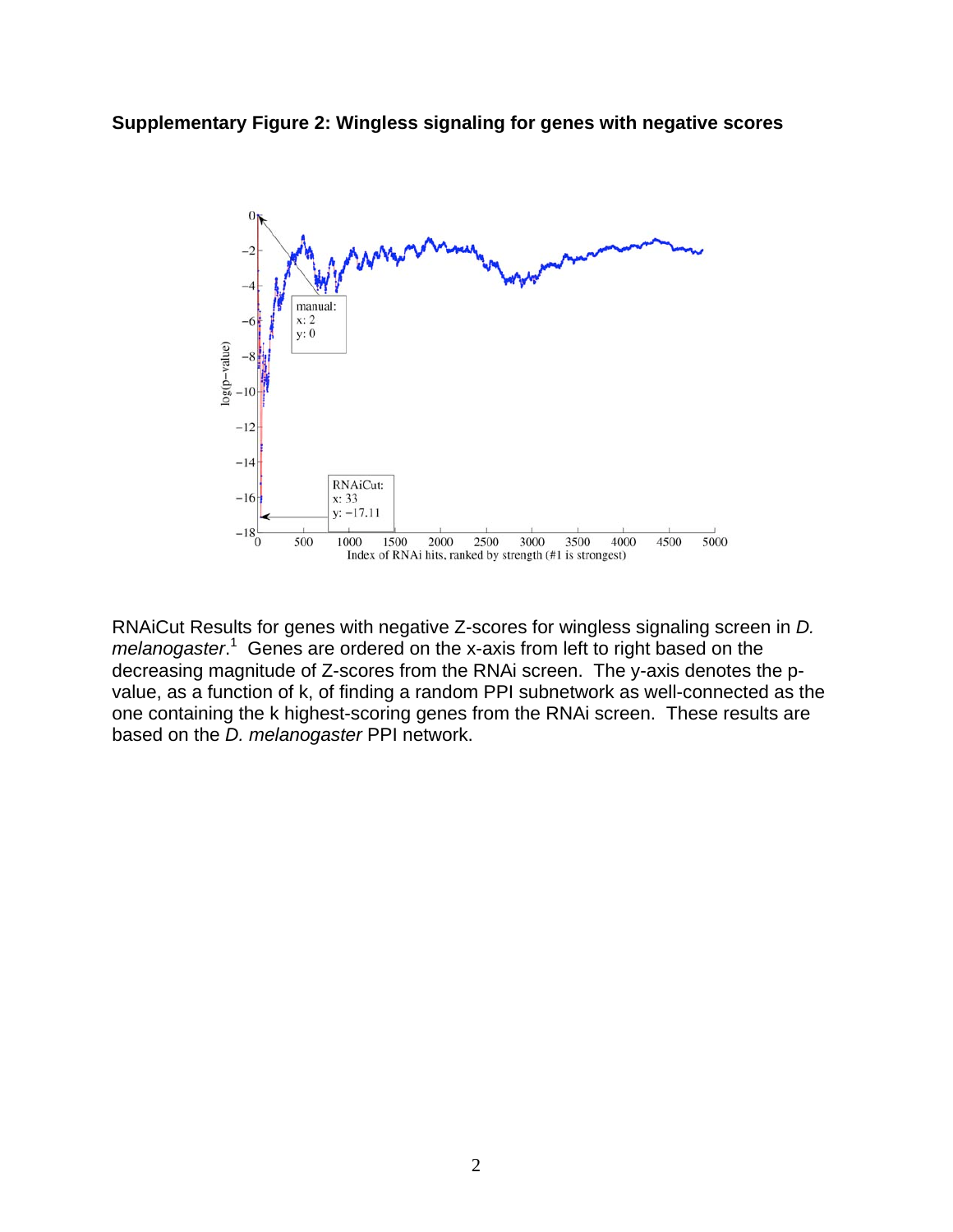**Supplementary Figure 2: Wingless signaling for genes with negative scores**

RNAiCut Results for genes with negative Z-scores for wingless signaling screen in *D. melanogaster*.[1] Genes are ordered on the x-axis from left to right based on the decreasing magnitude of Z-scores from the RNAi screen. The y-axis denotes the p-value, as a function of k, of finding a random PPI subnetwork as well-connected as the one containing the k highest-scoring genes from the RNAi screen. These results are based on the *D. melanogaster* PPI network.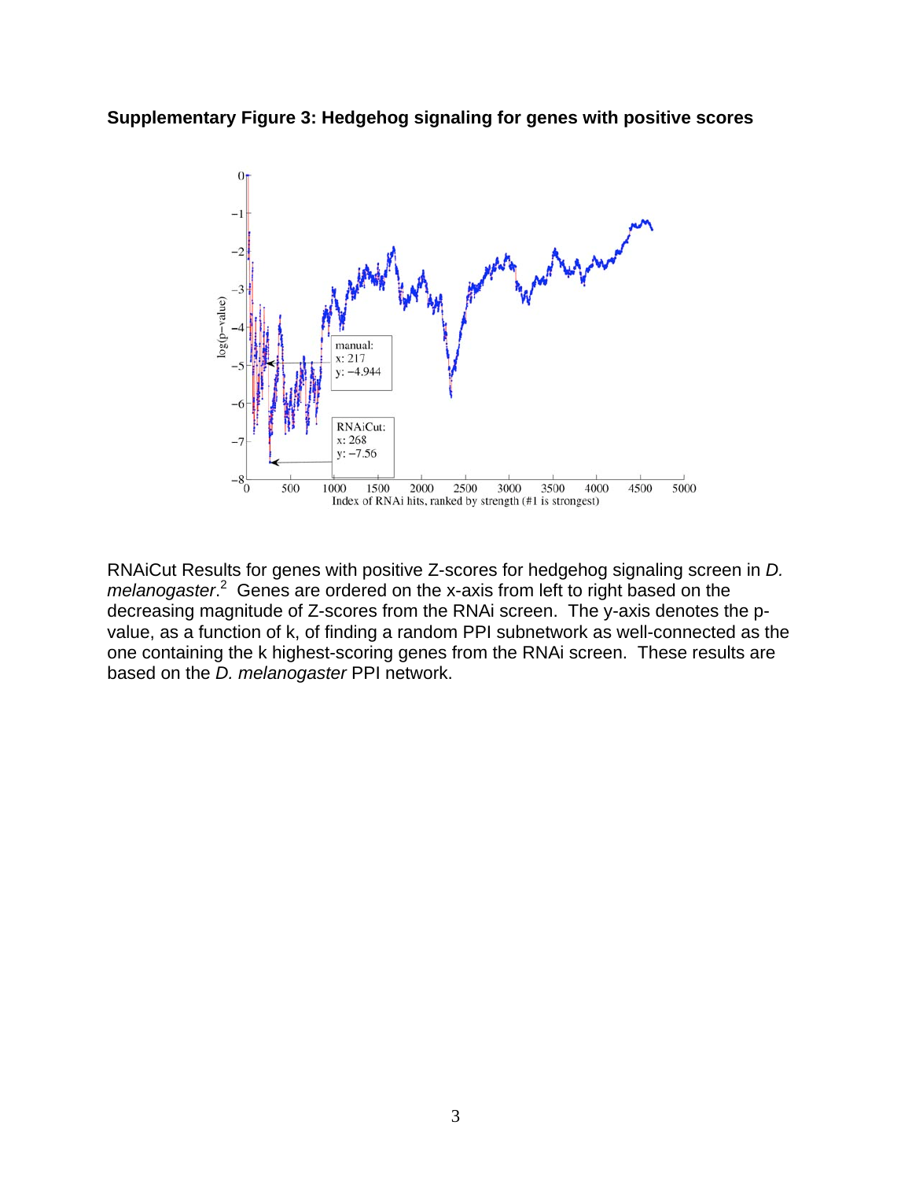**Supplementary Figure 3: Hedgehog signaling for genes with positive scores**

RNAiCut Results for genes with positive Z-scores for hedgehog signaling screen in *D. melanogaster*.[2] Genes are ordered on the x-axis from left to right based on the decreasing magnitude of Z-scores from the RNAi screen. The y-axis denotes the p-value, as a function of k, of finding a random PPI subnetwork as well-connected as the one containing the k highest-scoring genes from the RNAi screen. These results are based on the *D. melanogaster* PPI network.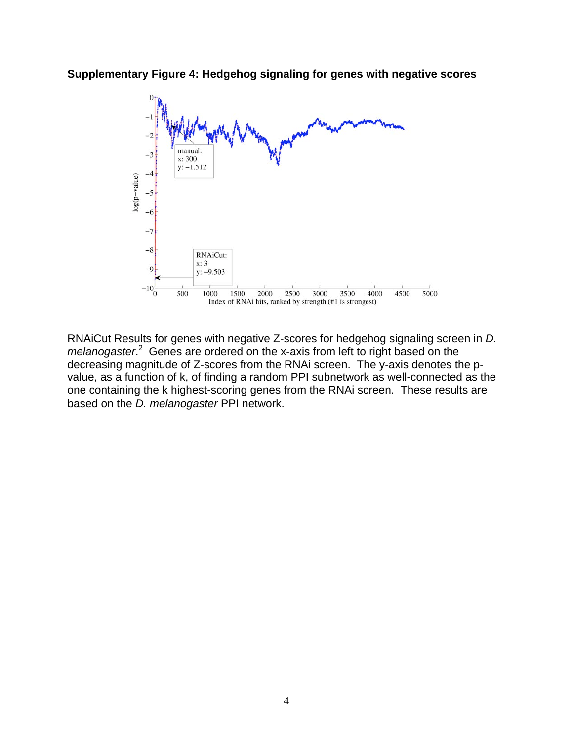**Supplementary Figure 4: Hedgehog signaling for genes with negative scores**

RNAiCut Results for genes with negative Z-scores for hedgehog signaling screen in *D. melanogaster*.[2] Genes are ordered on the x-axis from left to right based on the decreasing magnitude of Z-scores from the RNAi screen. The y-axis denotes the p-value, as a function of k, of finding a random PPI subnetwork as well-connected as the one containing the k highest-scoring genes from the RNAi screen. These results are based on the *D. melanogaster* PPI network.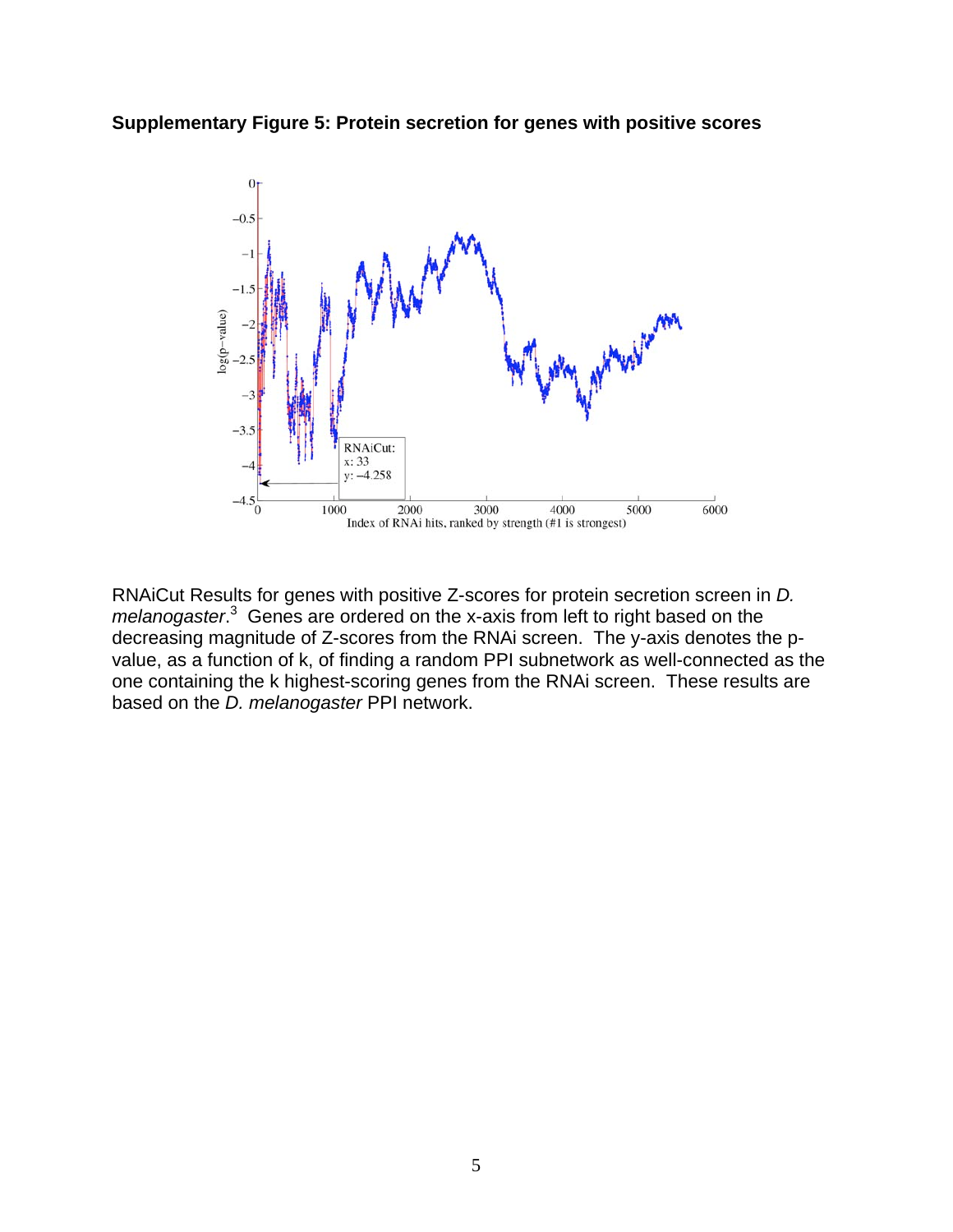**Supplementary Figure 5: Protein secretion for genes with positive scores**

RNAiCut Results for genes with positive Z-scores for protein secretion screen in *D. melanogaster*.[3] Genes are ordered on the x-axis from left to right based on the decreasing magnitude of Z-scores from the RNAi screen. The y-axis denotes the p-value, as a function of k, of finding a random PPI subnetwork as well-connected as the one containing the k highest-scoring genes from the RNAi screen. These results are based on the *D. melanogaster* PPI network.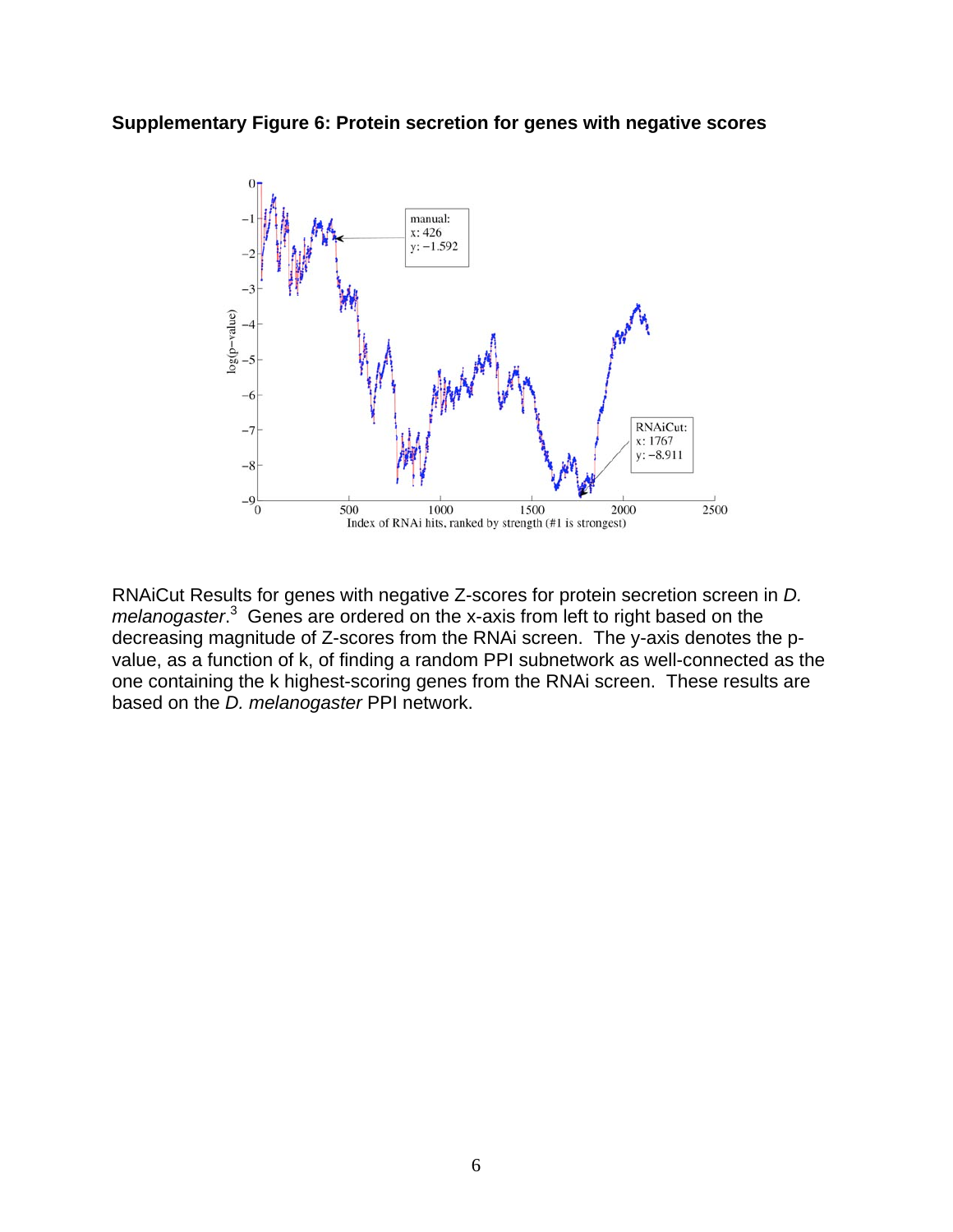**Supplementary Figure 6: Protein secretion for genes with negative scores**

RNAiCut Results for genes with negative Z-scores for protein secretion screen in *D. melanogaster*.[3] Genes are ordered on the x-axis from left to right based on the decreasing magnitude of Z-scores from the RNAi screen. The y-axis denotes the p-value, as a function of k, of finding a random PPI subnetwork as well-connected as the one containing the k highest-scoring genes from the RNAi screen. These results are based on the *D. melanogaster* PPI network.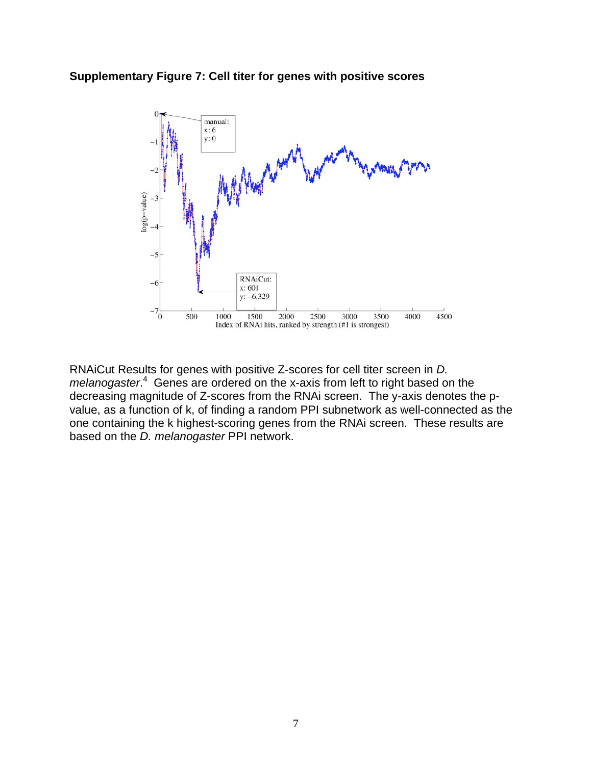**Supplementary Figure 7: Cell titer for genes with positive scores**

RNAiCut Results for genes with positive Z-scores for cell titer screen in *D. melanogaster*.[4] Genes are ordered on the x-axis from left to right based on the decreasing magnitude of Z-scores from the RNAi screen. The y-axis denotes the p-value, as a function of k, of finding a random PPI subnetwork as well-connected as the one containing the k highest-scoring genes from the RNAi screen. These results are based on the *D. melanogaster* PPI network.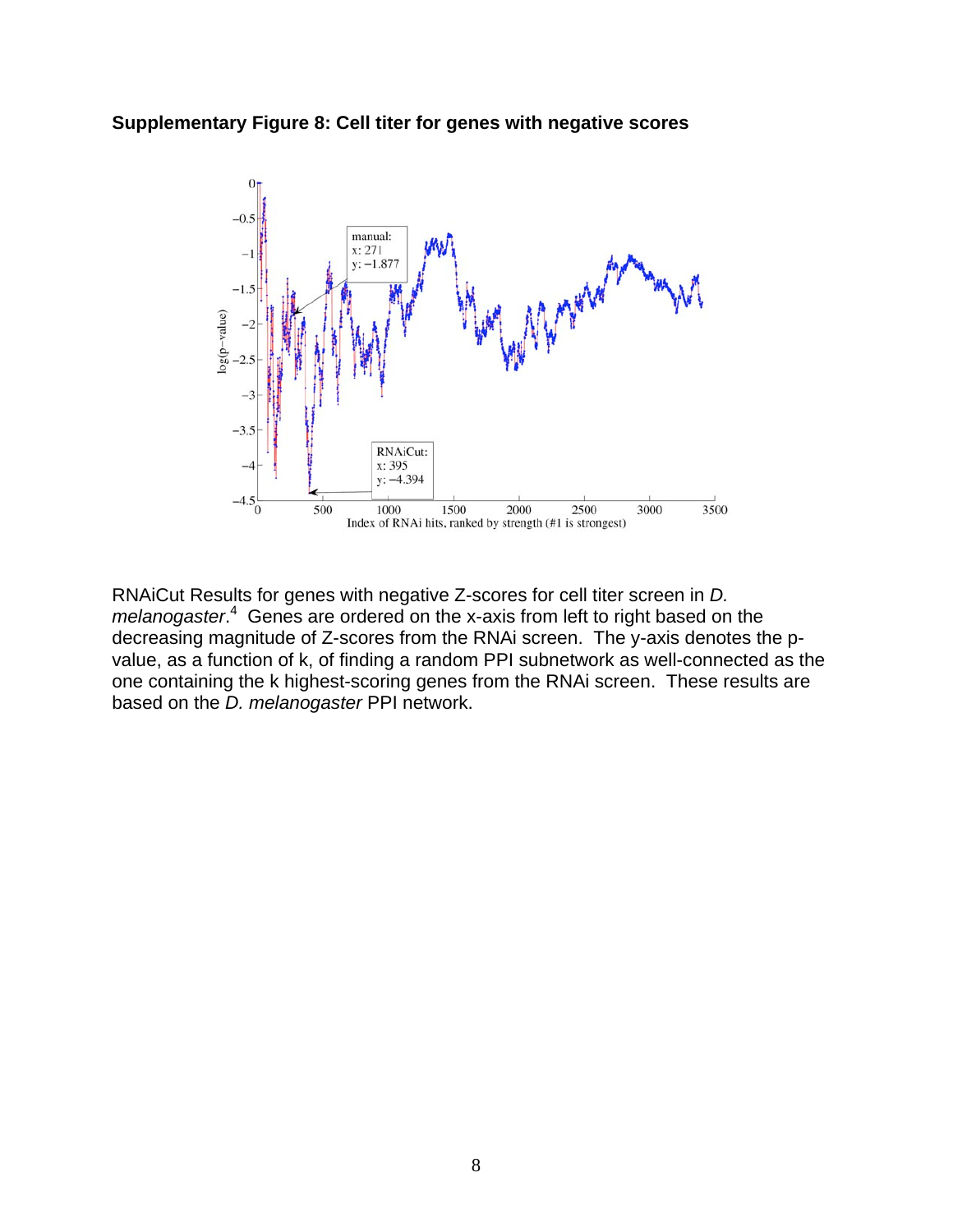**Supplementary Figure 8: Cell titer for genes with negative scores**

RNAiCut Results for genes with negative Z-scores for cell titer screen in *D. melanogaster*.[4] Genes are ordered on the x-axis from left to right based on the decreasing magnitude of Z-scores from the RNAi screen. The y-axis denotes the p-value, as a function of k, of finding a random PPI subnetwork as well-connected as the one containing the k highest-scoring genes from the RNAi screen. These results are based on the *D. melanogaster* PPI network.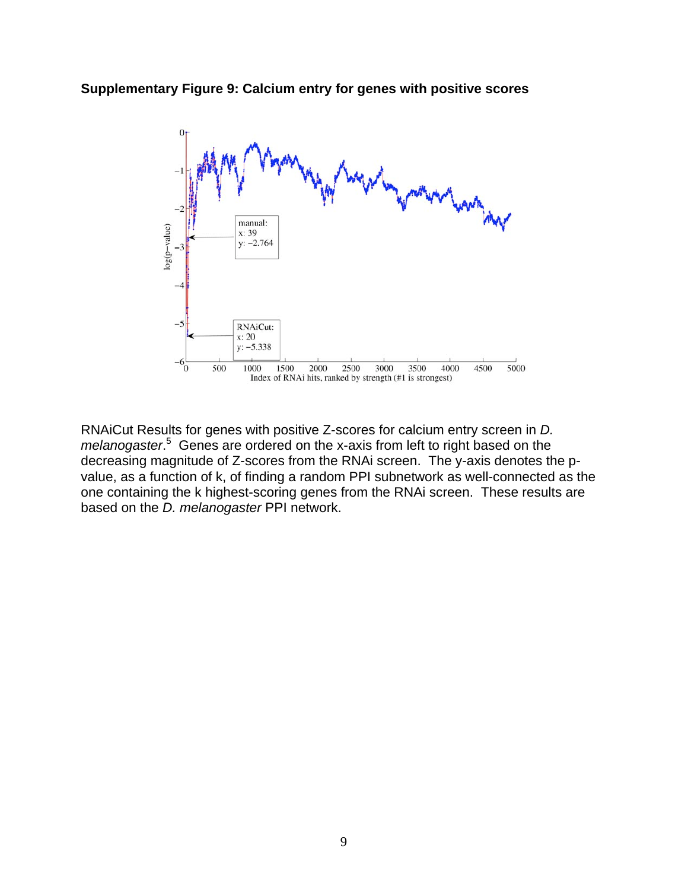**Supplementary Figure 9: Calcium entry for genes with positive scores**

RNAiCut Results for genes with positive Z-scores for calcium entry screen in *D. melanogaster*.[5] Genes are ordered on the x-axis from left to right based on the decreasing magnitude of Z-scores from the RNAi screen. The y-axis denotes the p-value, as a function of k, of finding a random PPI subnetwork as well-connected as the one containing the k highest-scoring genes from the RNAi screen. These results are based on the *D. melanogaster* PPI network.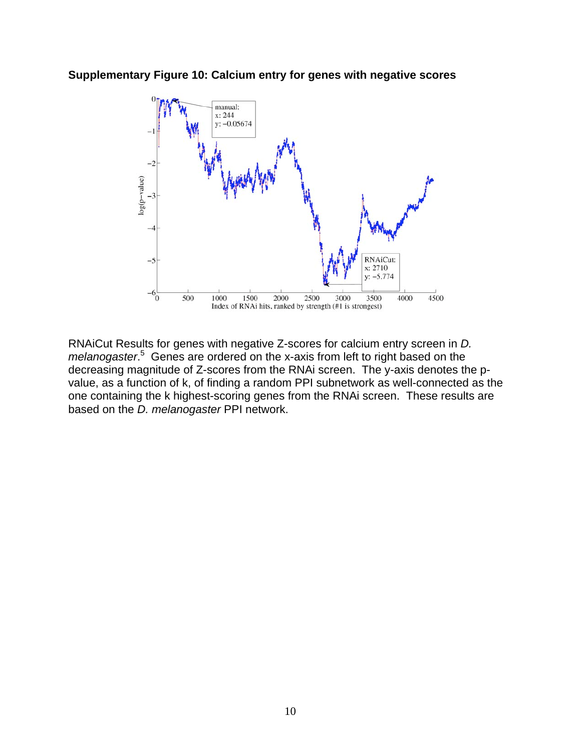**Supplementary Figure 10: Calcium entry for genes with negative scores**

RNAiCut Results for genes with negative Z-scores for calcium entry screen in *D. melanogaster*.[5] Genes are ordered on the x-axis from left to right based on the decreasing magnitude of Z-scores from the RNAi screen. The y-axis denotes the p-value, as a function of k, of finding a random PPI subnetwork as well-connected as the one containing the k highest-scoring genes from the RNAi screen. These results are based on the *D. melanogaster* PPI network.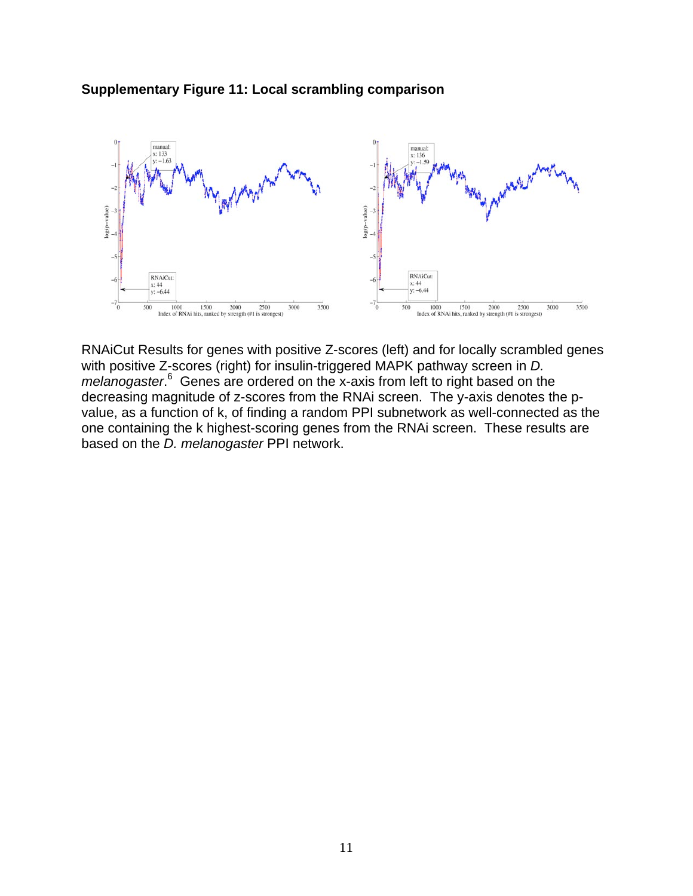**Supplementary Figure 11: Local scrambling comparison**

RNAiCut Results for genes with positive Z-scores (left) and for locally scrambled genes with positive Z-scores (right) for insulin-triggered MAPK pathway screen in *D. melanogaster*.[6] Genes are ordered on the x-axis from left to right based on the decreasing magnitude of z-scores from the RNAi screen. The y-axis denotes the p-value, as a function of k, of finding a random PPI subnetwork as well-connected as the one containing the k highest-scoring genes from the RNAi screen. These results are based on the *D. melanogaster* PPI network.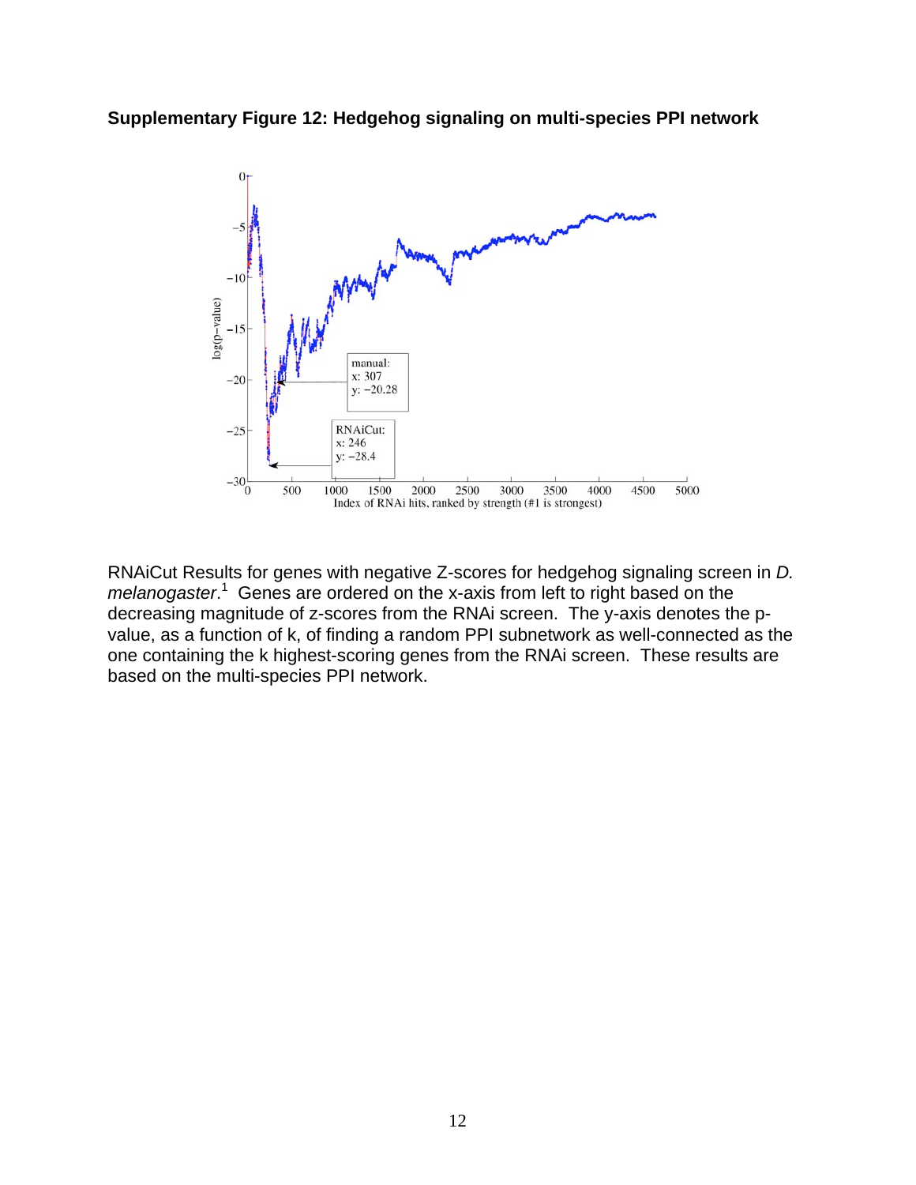**Supplementary Figure 12: Hedgehog signaling on multi-species PPI network**

RNAiCut Results for genes with negative Z-scores for hedgehog signaling screen in *D. melanogaster*.[1] Genes are ordered on the x-axis from left to right based on the decreasing magnitude of z-scores from the RNAi screen. The y-axis denotes the p-value, as a function of k, of finding a random PPI subnetwork as well-connected as the one containing the k highest-scoring genes from the RNAi screen. These results are based on the multi-species PPI network.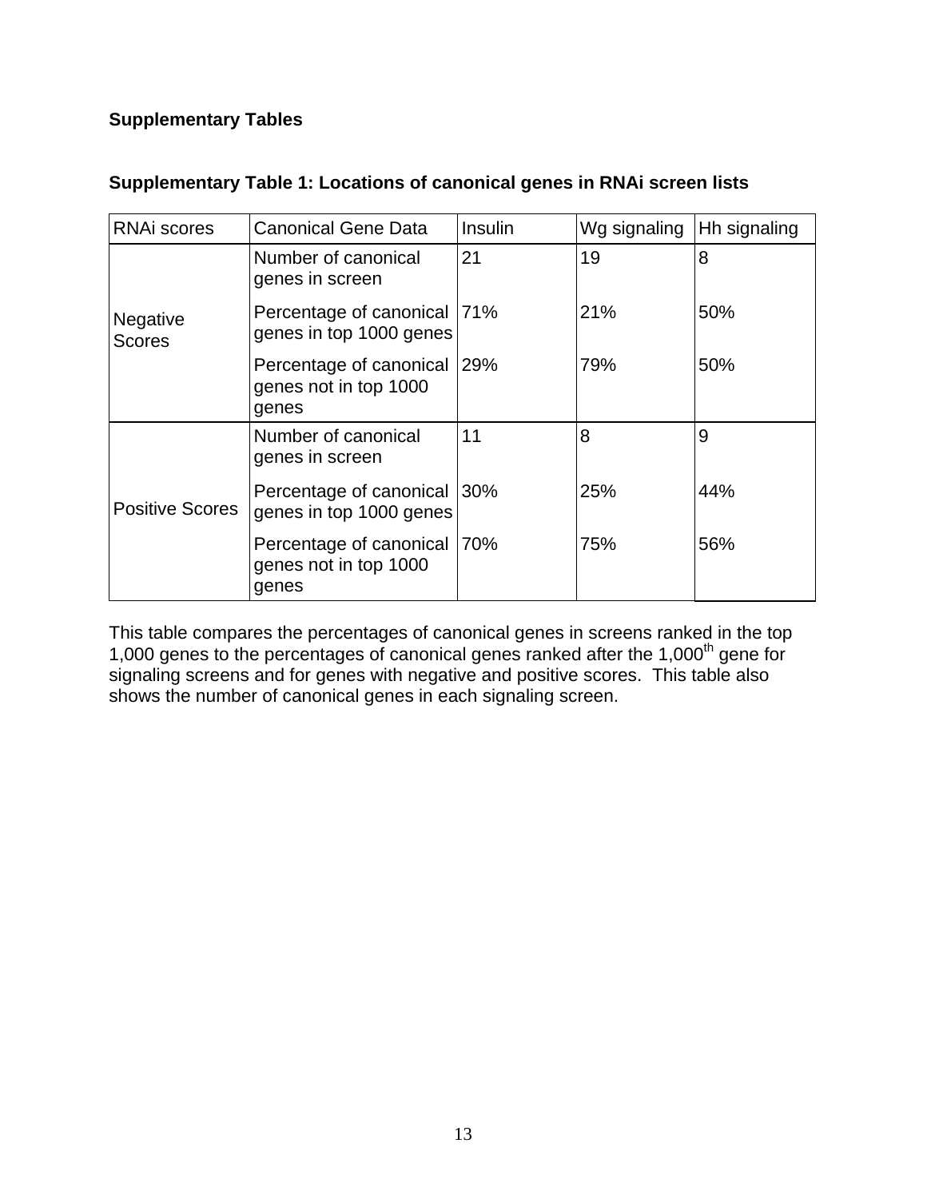## Supplementary Tables

### Supplementary Table 1: Locations of canonical genes in RNAi screen lists

| RNAi scores | Canonical Gene Data | Insulin | Wg signaling | Hh signaling |
|---|---|---|---|---|
| Negative Scores | Number of canonical genes in screen | 21 | 19 | 8 |
| | Percentage of canonical genes in top 1000 genes | 71% | 21% | 50% |
| | Percentage of canonical genes not in top 1000 genes | 29% | 79% | 50% |
| Positive Scores | Number of canonical genes in screen | 11 | 8 | 9 |
| | Percentage of canonical genes in top 1000 genes | 30% | 25% | 44% |
| | Percentage of canonical genes not in top 1000 genes | 70% | 75% | 56% |

This table compares the percentages of canonical genes in screens ranked in the top 1,000 genes to the percentages of canonical genes ranked after the 1,000th gene for signaling screens and for genes with negative and positive scores. This table also shows the number of canonical genes in each signaling screen.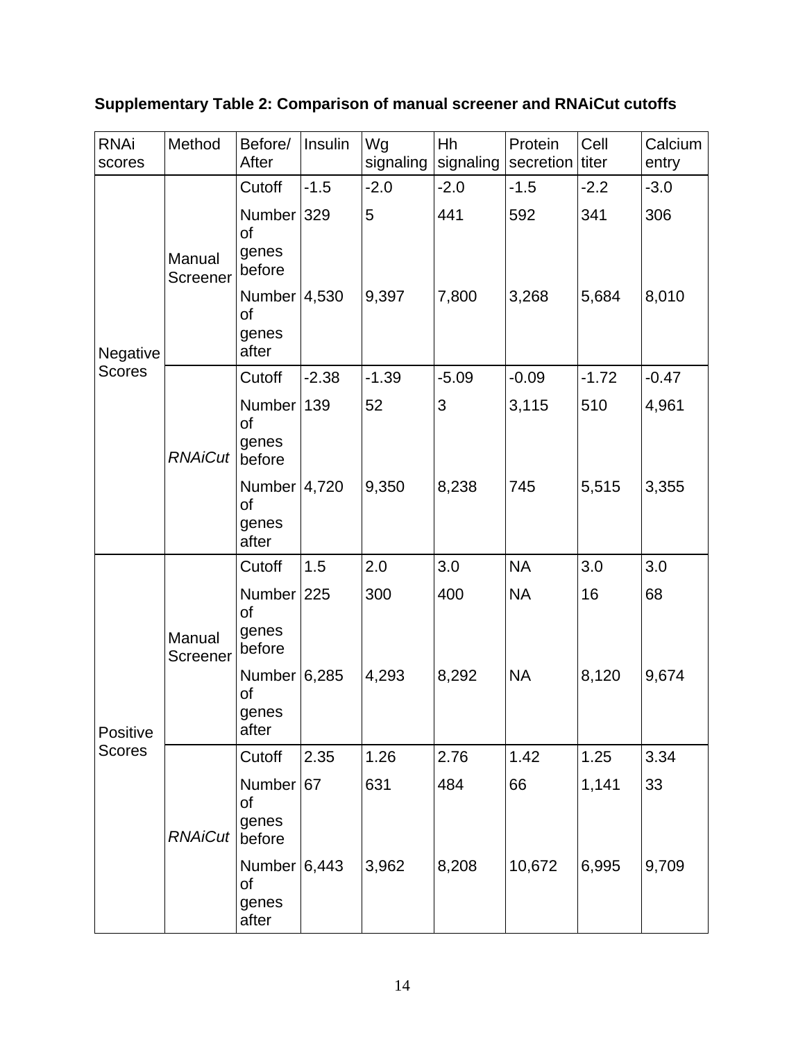**Supplementary Table 2: Comparison of manual screener and RNAiCut cutoffs**

| RNAi scores | Method | Before/ After | Insulin | Wg signaling | Hh signaling | Protein secretion | Cell titer | Calcium entry |
|---|---|---|---|---|---|---|---|---|
| Negative Scores | Manual Screener | Cutoff | -1.5 | -2.0 | -2.0 | -1.5 | -2.2 | -3.0 |
| | | Number of genes before | 329 | 5 | 441 | 592 | 341 | 306 |
| | | Number of genes after | 4,530 | 9,397 | 7,800 | 3,268 | 5,684 | 8,010 |
| | *RNAiCut* | Cutoff | -2.38 | -1.39 | -5.09 | -0.09 | -1.72 | -0.47 |
| | | Number of genes before | 139 | 52 | 3 | 3,115 | 510 | 4,961 |
| | | Number of genes after | 4,720 | 9,350 | 8,238 | 745 | 5,515 | 3,355 |
| Positive Scores | Manual Screener | Cutoff | 1.5 | 2.0 | 3.0 | NA | 3.0 | 3.0 |
| | | Number of genes before | 225 | 300 | 400 | NA | 16 | 68 |
| | | Number of genes after | 6,285 | 4,293 | 8,292 | NA | 8,120 | 9,674 |
| | *RNAiCut* | Cutoff | 2.35 | 1.26 | 2.76 | 1.42 | 1.25 | 3.34 |
| | | Number of genes before | 67 | 631 | 484 | 66 | 1,141 | 33 |
| | | Number of genes after | 6,443 | 3,962 | 8,208 | 10,672 | 6,995 | 9,709 |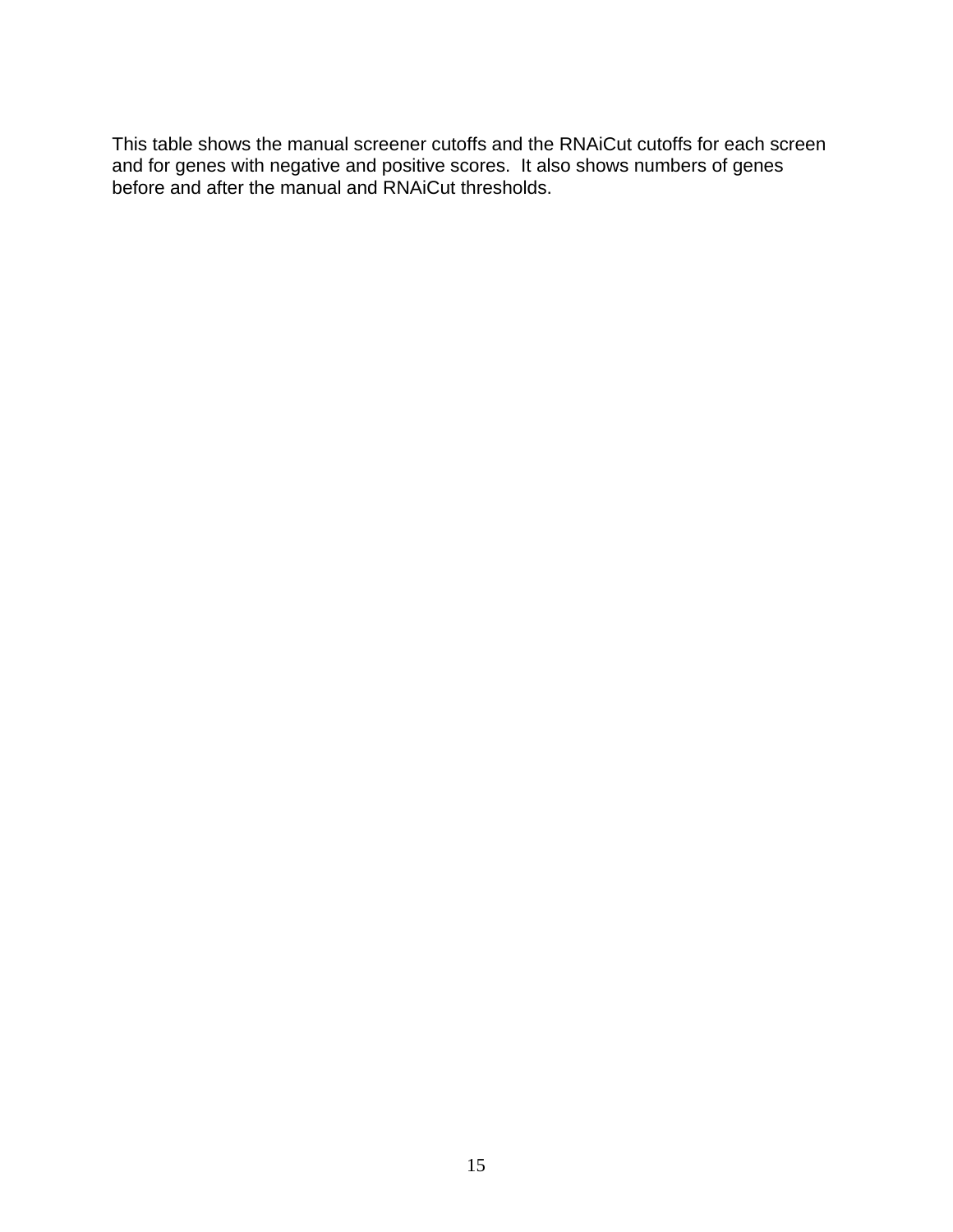This table shows the manual screener cutoffs and the RNAiCut cutoffs for each screen and for genes with negative and positive scores. It also shows numbers of genes before and after the manual and RNAiCut thresholds.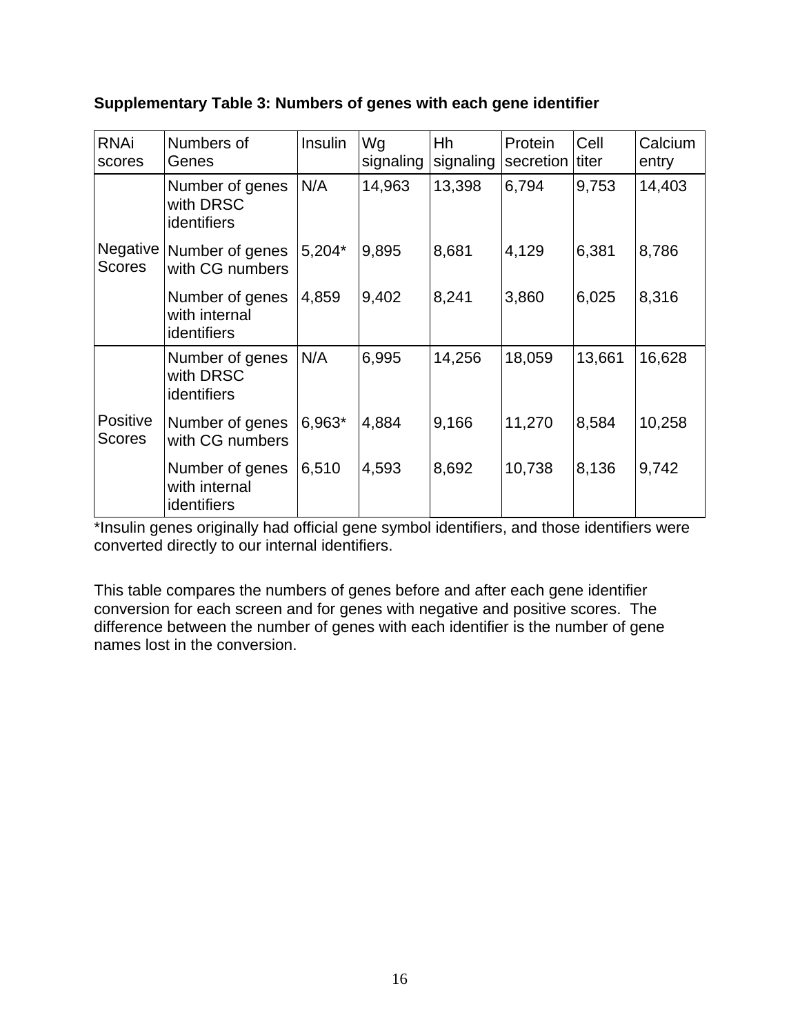**Supplementary Table 3: Numbers of genes with each gene identifier**

| RNAi scores | Numbers of Genes | Insulin | Wg signaling | Hh signaling | Protein secretion | Cell titer | Calcium entry |
|---|---|---|---|---|---|---|---|
| Negative Scores | Number of genes with DRSC identifiers | N/A | 14,963 | 13,398 | 6,794 | 9,753 | 14,403 |
| | Number of genes with CG numbers | 5,204* | 9,895 | 8,681 | 4,129 | 6,381 | 8,786 |
| | Number of genes with internal identifiers | 4,859 | 9,402 | 8,241 | 3,860 | 6,025 | 8,316 |
| Positive Scores | Number of genes with DRSC identifiers | N/A | 6,995 | 14,256 | 18,059 | 13,661 | 16,628 |
| | Number of genes with CG numbers | 6,963* | 4,884 | 9,166 | 11,270 | 8,584 | 10,258 |
| | Number of genes with internal identifiers | 6,510 | 4,593 | 8,692 | 10,738 | 8,136 | 9,742 |

*Insulin genes originally had official gene symbol identifiers, and those identifiers were converted directly to our internal identifiers.

This table compares the numbers of genes before and after each gene identifier conversion for each screen and for genes with negative and positive scores. The difference between the number of genes with each identifier is the number of gene names lost in the conversion.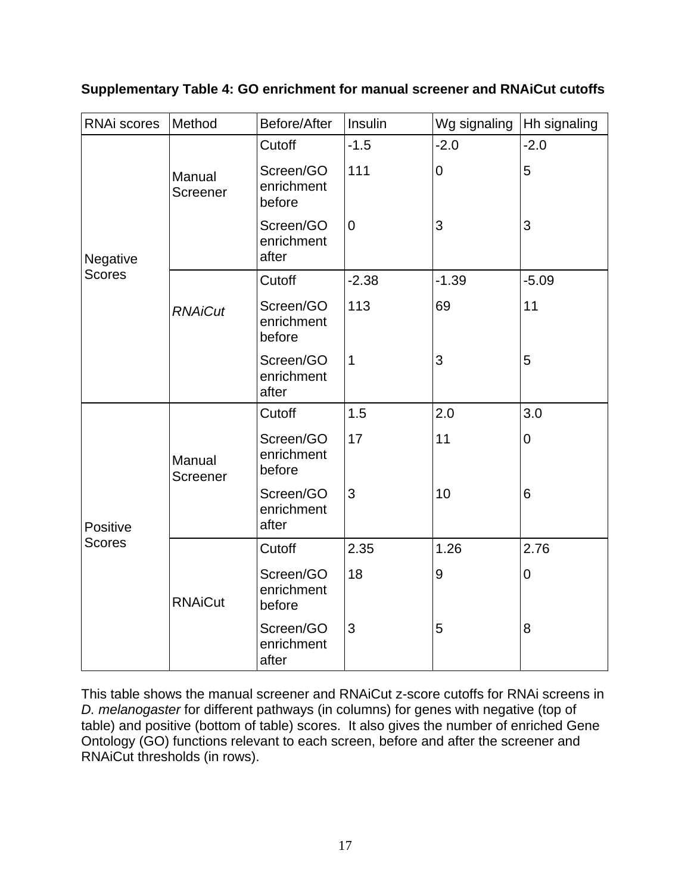**Supplementary Table 4: GO enrichment for manual screener and RNAiCut cutoffs**

| RNAi scores | Method | Before/After | Insulin | Wg signaling | Hh signaling |
|---|---|---|---|---|---|
| Negative Scores | Manual Screener | Cutoff | -1.5 | -2.0 | -2.0 |
| | | Screen/GO enrichment before | 111 | 0 | 5 |
| | | Screen/GO enrichment after | 0 | 3 | 3 |
| | *RNAiCut* | Cutoff | -2.38 | -1.39 | -5.09 |
| | | Screen/GO enrichment before | 113 | 69 | 11 |
| | | Screen/GO enrichment after | 1 | 3 | 5 |
| Positive Scores | Manual Screener | Cutoff | 1.5 | 2.0 | 3.0 |
| | | Screen/GO enrichment before | 17 | 11 | 0 |
| | | Screen/GO enrichment after | 3 | 10 | 6 |
| | RNAiCut | Cutoff | 2.35 | 1.26 | 2.76 |
| | | Screen/GO enrichment before | 18 | 9 | 0 |
| | | Screen/GO enrichment after | 3 | 5 | 8 |

This table shows the manual screener and RNAiCut z-score cutoffs for RNAi screens in *D. melanogaster* for different pathways (in columns) for genes with negative (top of table) and positive (bottom of table) scores. It also gives the number of enriched Gene Ontology (GO) functions relevant to each screen, before and after the screener and RNAiCut thresholds (in rows).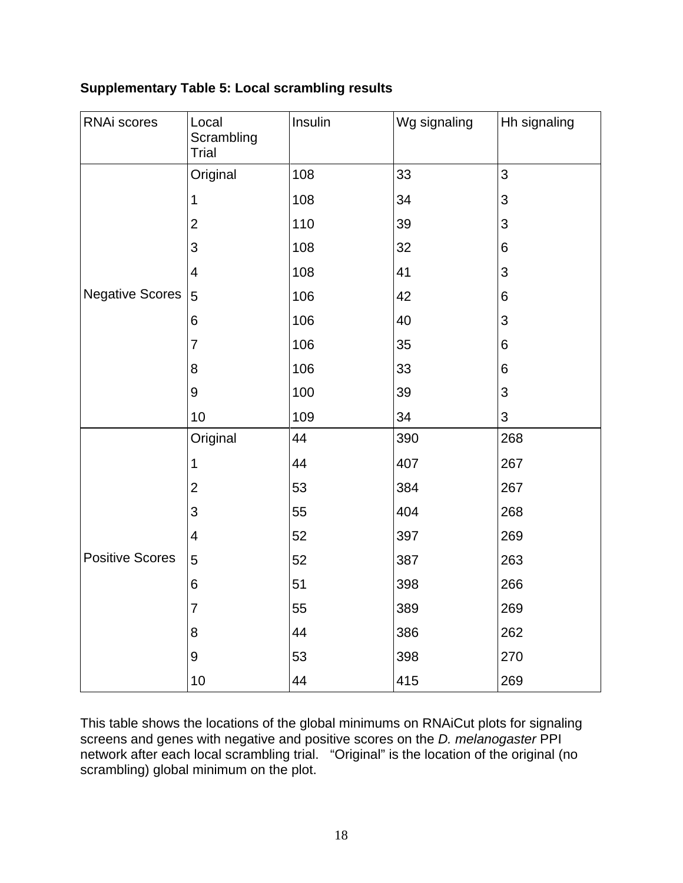**Supplementary Table 5: Local scrambling results**

| RNAi scores | Local Scrambling Trial | Insulin | Wg signaling | Hh signaling |
|---|---|---|---|---|
| Negative Scores | Original | 108 | 33 | 3 |
| | 1 | 108 | 34 | 3 |
| | 2 | 110 | 39 | 3 |
| | 3 | 108 | 32 | 6 |
| | 4 | 108 | 41 | 3 |
| | 5 | 106 | 42 | 6 |
| | 6 | 106 | 40 | 3 |
| | 7 | 106 | 35 | 6 |
| | 8 | 106 | 33 | 6 |
| | 9 | 100 | 39 | 3 |
| | 10 | 109 | 34 | 3 |
| Positive Scores | Original | 44 | 390 | 268 |
| | 1 | 44 | 407 | 267 |
| | 2 | 53 | 384 | 267 |
| | 3 | 55 | 404 | 268 |
| | 4 | 52 | 397 | 269 |
| | 5 | 52 | 387 | 263 |
| | 6 | 51 | 398 | 266 |
| | 7 | 55 | 389 | 269 |
| | 8 | 44 | 386 | 262 |
| | 9 | 53 | 398 | 270 |
| | 10 | 44 | 415 | 269 |

This table shows the locations of the global minimums on RNAiCut plots for signaling screens and genes with negative and positive scores on the *D. melanogaster* PPI network after each local scrambling trial. "Original" is the location of the original (no scrambling) global minimum on the plot.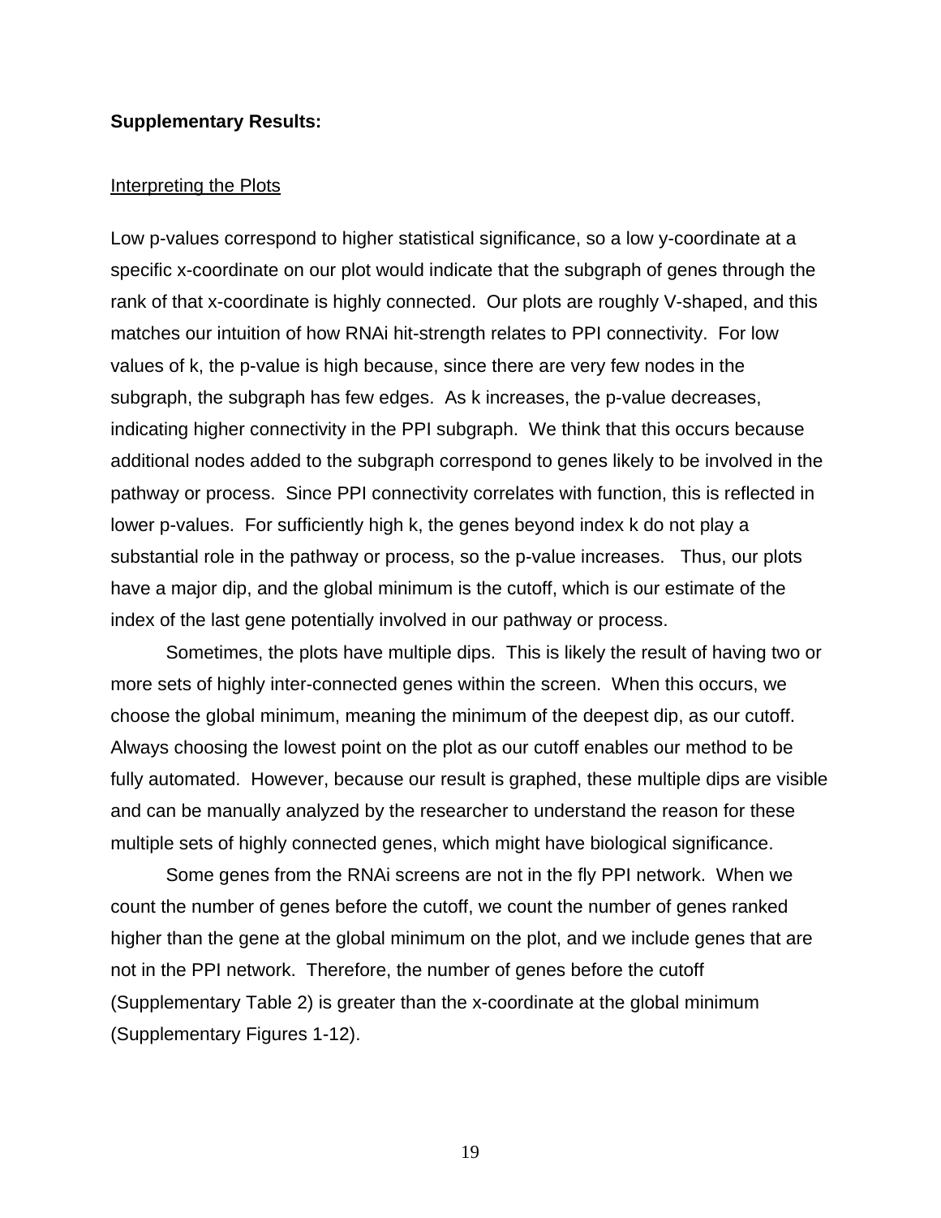**Supplementary Results:**

Interpreting the Plots

Low p-values correspond to higher statistical significance, so a low y-coordinate at a specific x-coordinate on our plot would indicate that the subgraph of genes through the rank of that x-coordinate is highly connected. Our plots are roughly V-shaped, and this matches our intuition of how RNAi hit-strength relates to PPI connectivity. For low values of k, the p-value is high because, since there are very few nodes in the subgraph, the subgraph has few edges. As k increases, the p-value decreases, indicating higher connectivity in the PPI subgraph. We think that this occurs because additional nodes added to the subgraph correspond to genes likely to be involved in the pathway or process. Since PPI connectivity correlates with function, this is reflected in lower p-values. For sufficiently high k, the genes beyond index k do not play a substantial role in the pathway or process, so the p-value increases. Thus, our plots have a major dip, and the global minimum is the cutoff, which is our estimate of the index of the last gene potentially involved in our pathway or process.

Sometimes, the plots have multiple dips. This is likely the result of having two or more sets of highly inter-connected genes within the screen. When this occurs, we choose the global minimum, meaning the minimum of the deepest dip, as our cutoff. Always choosing the lowest point on the plot as our cutoff enables our method to be fully automated. However, because our result is graphed, these multiple dips are visible and can be manually analyzed by the researcher to understand the reason for these multiple sets of highly connected genes, which might have biological significance.

Some genes from the RNAi screens are not in the fly PPI network. When we count the number of genes before the cutoff, we count the number of genes ranked higher than the gene at the global minimum on the plot, and we include genes that are not in the PPI network. Therefore, the number of genes before the cutoff (Supplementary Table 2) is greater than the x-coordinate at the global minimum (Supplementary Figures 1-12).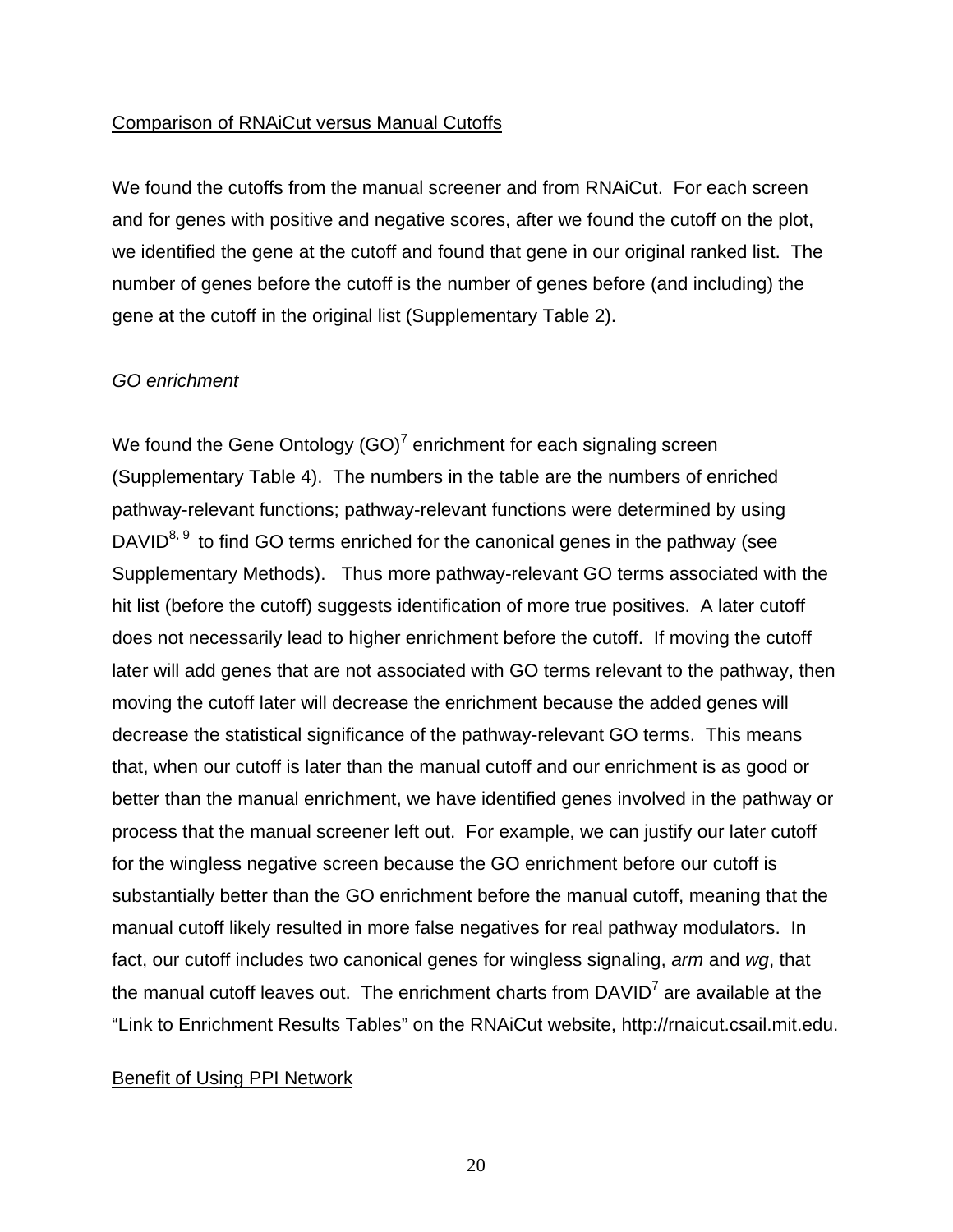## Comparison of RNAiCut versus Manual Cutoffs

We found the cutoffs from the manual screener and from RNAiCut. For each screen and for genes with positive and negative scores, after we found the cutoff on the plot, we identified the gene at the cutoff and found that gene in our original ranked list. The number of genes before the cutoff is the number of genes before (and including) the gene at the cutoff in the original list (Supplementary Table 2).

### *GO enrichment*

We found the Gene Ontology (GO)[7] enrichment for each signaling screen (Supplementary Table 4). The numbers in the table are the numbers of enriched pathway-relevant functions; pathway-relevant functions were determined by using DAVID[8, 9] to find GO terms enriched for the canonical genes in the pathway (see Supplementary Methods). Thus more pathway-relevant GO terms associated with the hit list (before the cutoff) suggests identification of more true positives. A later cutoff does not necessarily lead to higher enrichment before the cutoff. If moving the cutoff later will add genes that are not associated with GO terms relevant to the pathway, then moving the cutoff later will decrease the enrichment because the added genes will decrease the statistical significance of the pathway-relevant GO terms. This means that, when our cutoff is later than the manual cutoff and our enrichment is as good or better than the manual enrichment, we have identified genes involved in the pathway or process that the manual screener left out. For example, we can justify our later cutoff for the wingless negative screen because the GO enrichment before our cutoff is substantially better than the GO enrichment before the manual cutoff, meaning that the manual cutoff likely resulted in more false negatives for real pathway modulators. In fact, our cutoff includes two canonical genes for wingless signaling, *arm* and *wg*, that the manual cutoff leaves out. The enrichment charts from DAVID[7] are available at the "Link to Enrichment Results Tables" on the RNAiCut website, http://rnaicut.csail.mit.edu.

## Benefit of Using PPI Network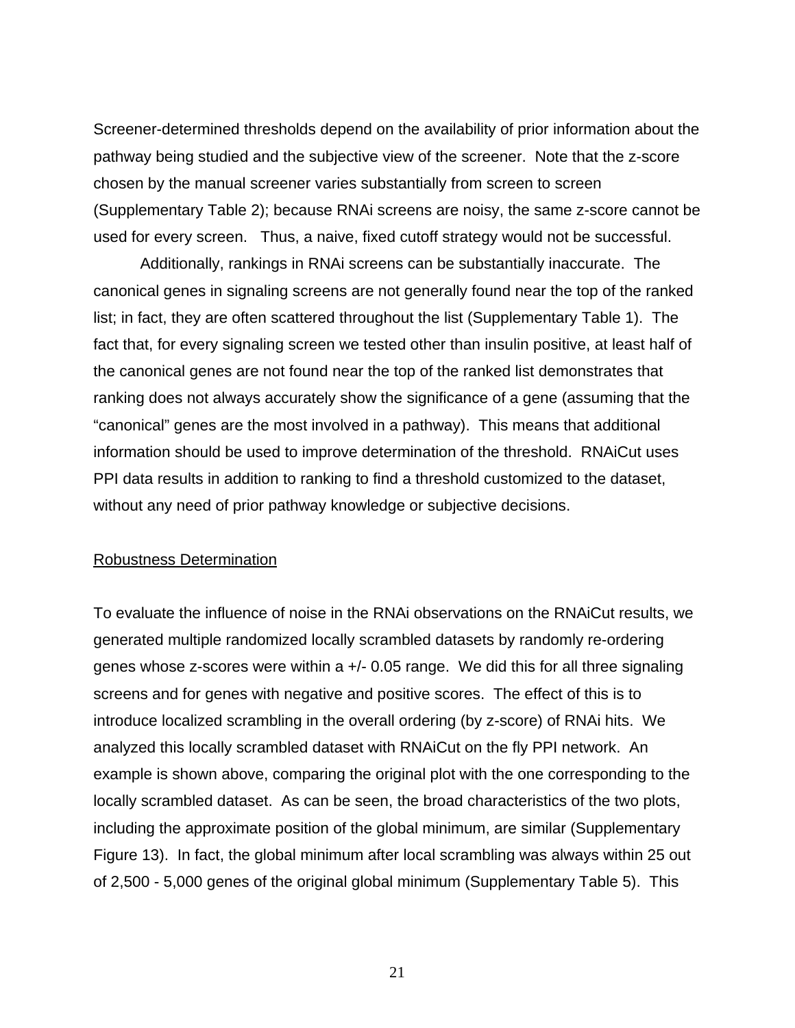Screener-determined thresholds depend on the availability of prior information about the pathway being studied and the subjective view of the screener. Note that the z-score chosen by the manual screener varies substantially from screen to screen (Supplementary Table 2); because RNAi screens are noisy, the same z-score cannot be used for every screen. Thus, a naive, fixed cutoff strategy would not be successful.

Additionally, rankings in RNAi screens can be substantially inaccurate. The canonical genes in signaling screens are not generally found near the top of the ranked list; in fact, they are often scattered throughout the list (Supplementary Table 1). The fact that, for every signaling screen we tested other than insulin positive, at least half of the canonical genes are not found near the top of the ranked list demonstrates that ranking does not always accurately show the significance of a gene (assuming that the "canonical" genes are the most involved in a pathway). This means that additional information should be used to improve determination of the threshold. RNAiCut uses PPI data results in addition to ranking to find a threshold customized to the dataset, without any need of prior pathway knowledge or subjective decisions.

## Robustness Determination

To evaluate the influence of noise in the RNAi observations on the RNAiCut results, we generated multiple randomized locally scrambled datasets by randomly re-ordering genes whose z-scores were within a +/- 0.05 range. We did this for all three signaling screens and for genes with negative and positive scores. The effect of this is to introduce localized scrambling in the overall ordering (by z-score) of RNAi hits. We analyzed this locally scrambled dataset with RNAiCut on the fly PPI network. An example is shown above, comparing the original plot with the one corresponding to the locally scrambled dataset. As can be seen, the broad characteristics of the two plots, including the approximate position of the global minimum, are similar (Supplementary Figure 13). In fact, the global minimum after local scrambling was always within 25 out of 2,500 - 5,000 genes of the original global minimum (Supplementary Table 5). This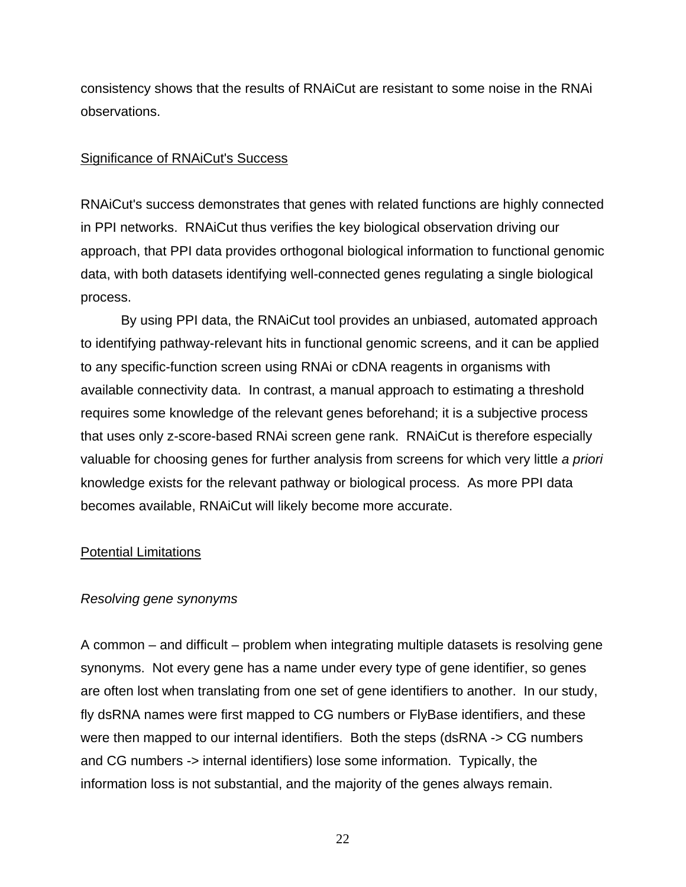consistency shows that the results of RNAiCut are resistant to some noise in the RNAi observations.

## Significance of RNAiCut's Success

RNAiCut's success demonstrates that genes with related functions are highly connected in PPI networks. RNAiCut thus verifies the key biological observation driving our approach, that PPI data provides orthogonal biological information to functional genomic data, with both datasets identifying well-connected genes regulating a single biological process.

By using PPI data, the RNAiCut tool provides an unbiased, automated approach to identifying pathway-relevant hits in functional genomic screens, and it can be applied to any specific-function screen using RNAi or cDNA reagents in organisms with available connectivity data. In contrast, a manual approach to estimating a threshold requires some knowledge of the relevant genes beforehand; it is a subjective process that uses only z-score-based RNAi screen gene rank. RNAiCut is therefore especially valuable for choosing genes for further analysis from screens for which very little *a priori* knowledge exists for the relevant pathway or biological process. As more PPI data becomes available, RNAiCut will likely become more accurate.

## Potential Limitations

### *Resolving gene synonyms*

A common – and difficult – problem when integrating multiple datasets is resolving gene synonyms. Not every gene has a name under every type of gene identifier, so genes are often lost when translating from one set of gene identifiers to another. In our study, fly dsRNA names were first mapped to CG numbers or FlyBase identifiers, and these were then mapped to our internal identifiers. Both the steps (dsRNA -> CG numbers and CG numbers -> internal identifiers) lose some information. Typically, the information loss is not substantial, and the majority of the genes always remain.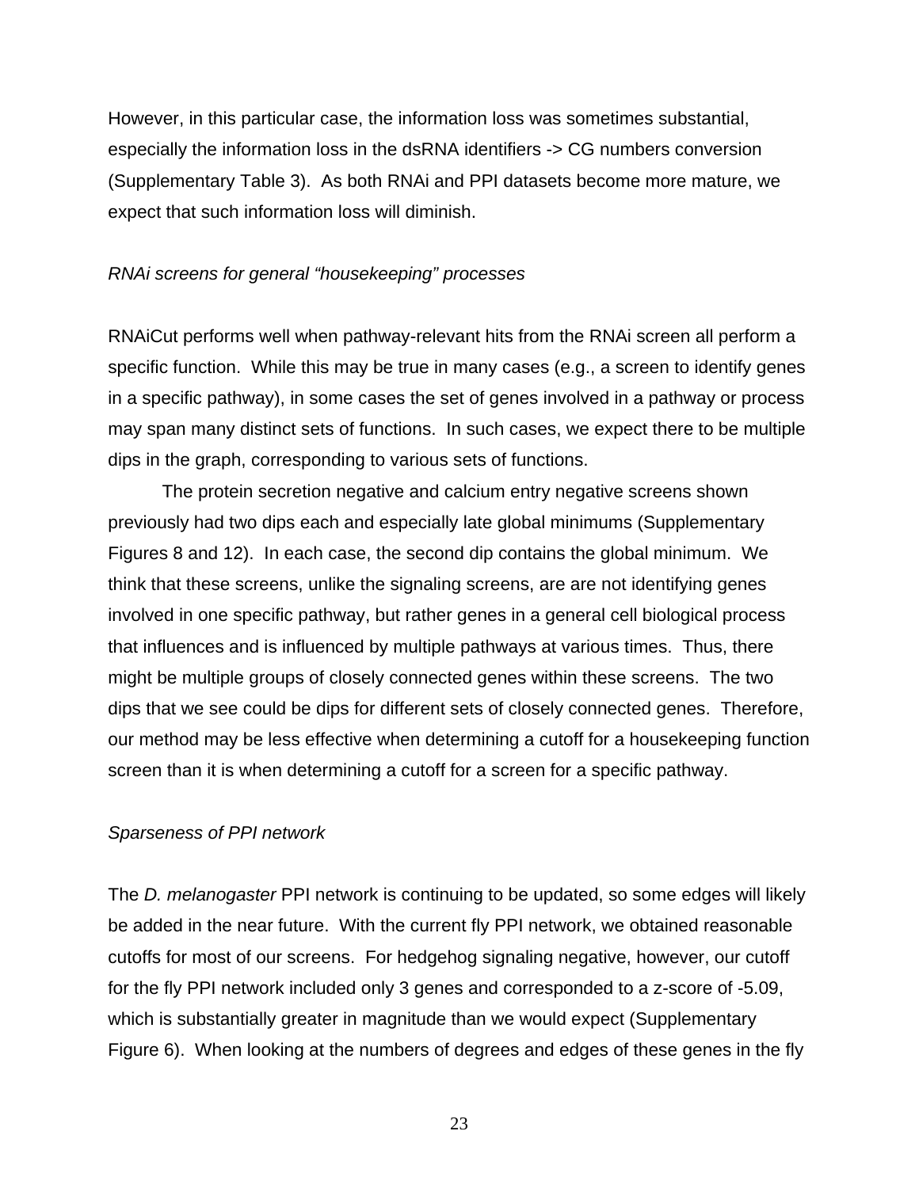However, in this particular case, the information loss was sometimes substantial, especially the information loss in the dsRNA identifiers -> CG numbers conversion (Supplementary Table 3). As both RNAi and PPI datasets become more mature, we expect that such information loss will diminish.

*RNAi screens for general "housekeeping" processes*

RNAiCut performs well when pathway-relevant hits from the RNAi screen all perform a specific function. While this may be true in many cases (e.g., a screen to identify genes in a specific pathway), in some cases the set of genes involved in a pathway or process may span many distinct sets of functions. In such cases, we expect there to be multiple dips in the graph, corresponding to various sets of functions.

The protein secretion negative and calcium entry negative screens shown previously had two dips each and especially late global minimums (Supplementary Figures 8 and 12). In each case, the second dip contains the global minimum. We think that these screens, unlike the signaling screens, are are not identifying genes involved in one specific pathway, but rather genes in a general cell biological process that influences and is influenced by multiple pathways at various times. Thus, there might be multiple groups of closely connected genes within these screens. The two dips that we see could be dips for different sets of closely connected genes. Therefore, our method may be less effective when determining a cutoff for a housekeeping function screen than it is when determining a cutoff for a screen for a specific pathway.

*Sparseness of PPI network*

The *D. melanogaster* PPI network is continuing to be updated, so some edges will likely be added in the near future. With the current fly PPI network, we obtained reasonable cutoffs for most of our screens. For hedgehog signaling negative, however, our cutoff for the fly PPI network included only 3 genes and corresponded to a z-score of -5.09, which is substantially greater in magnitude than we would expect (Supplementary Figure 6). When looking at the numbers of degrees and edges of these genes in the fly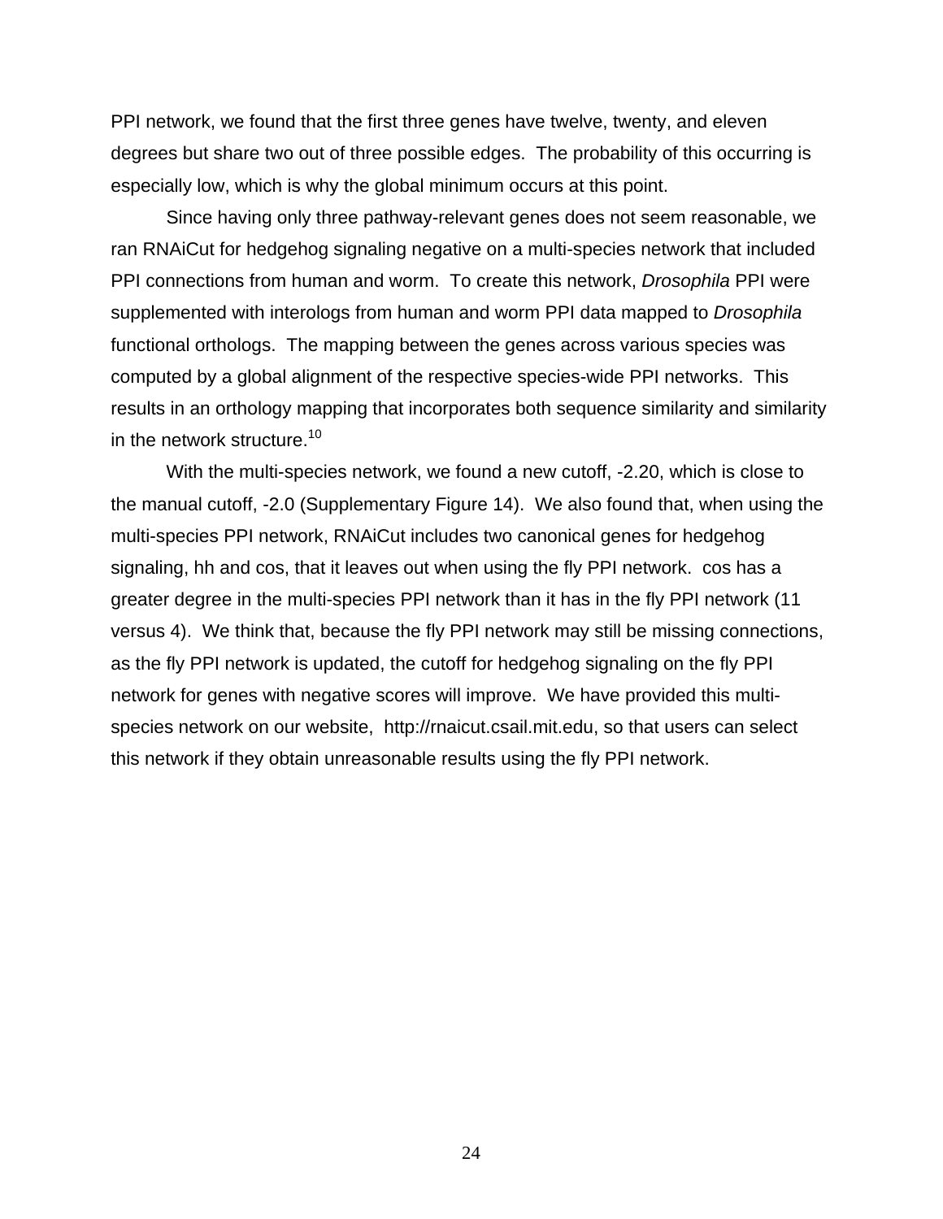PPI network, we found that the first three genes have twelve, twenty, and eleven degrees but share two out of three possible edges. The probability of this occurring is especially low, which is why the global minimum occurs at this point.

Since having only three pathway-relevant genes does not seem reasonable, we ran RNAiCut for hedgehog signaling negative on a multi-species network that included PPI connections from human and worm. To create this network, *Drosophila* PPI were supplemented with interologs from human and worm PPI data mapped to *Drosophila* functional orthologs. The mapping between the genes across various species was computed by a global alignment of the respective species-wide PPI networks. This results in an orthology mapping that incorporates both sequence similarity and similarity in the network structure.[10]

With the multi-species network, we found a new cutoff, -2.20, which is close to the manual cutoff, -2.0 (Supplementary Figure 14). We also found that, when using the multi-species PPI network, RNAiCut includes two canonical genes for hedgehog signaling, hh and cos, that it leaves out when using the fly PPI network. cos has a greater degree in the multi-species PPI network than it has in the fly PPI network (11 versus 4). We think that, because the fly PPI network may still be missing connections, as the fly PPI network is updated, the cutoff for hedgehog signaling on the fly PPI network for genes with negative scores will improve. We have provided this multi-species network on our website, http://rnaicut.csail.mit.edu, so that users can select this network if they obtain unreasonable results using the fly PPI network.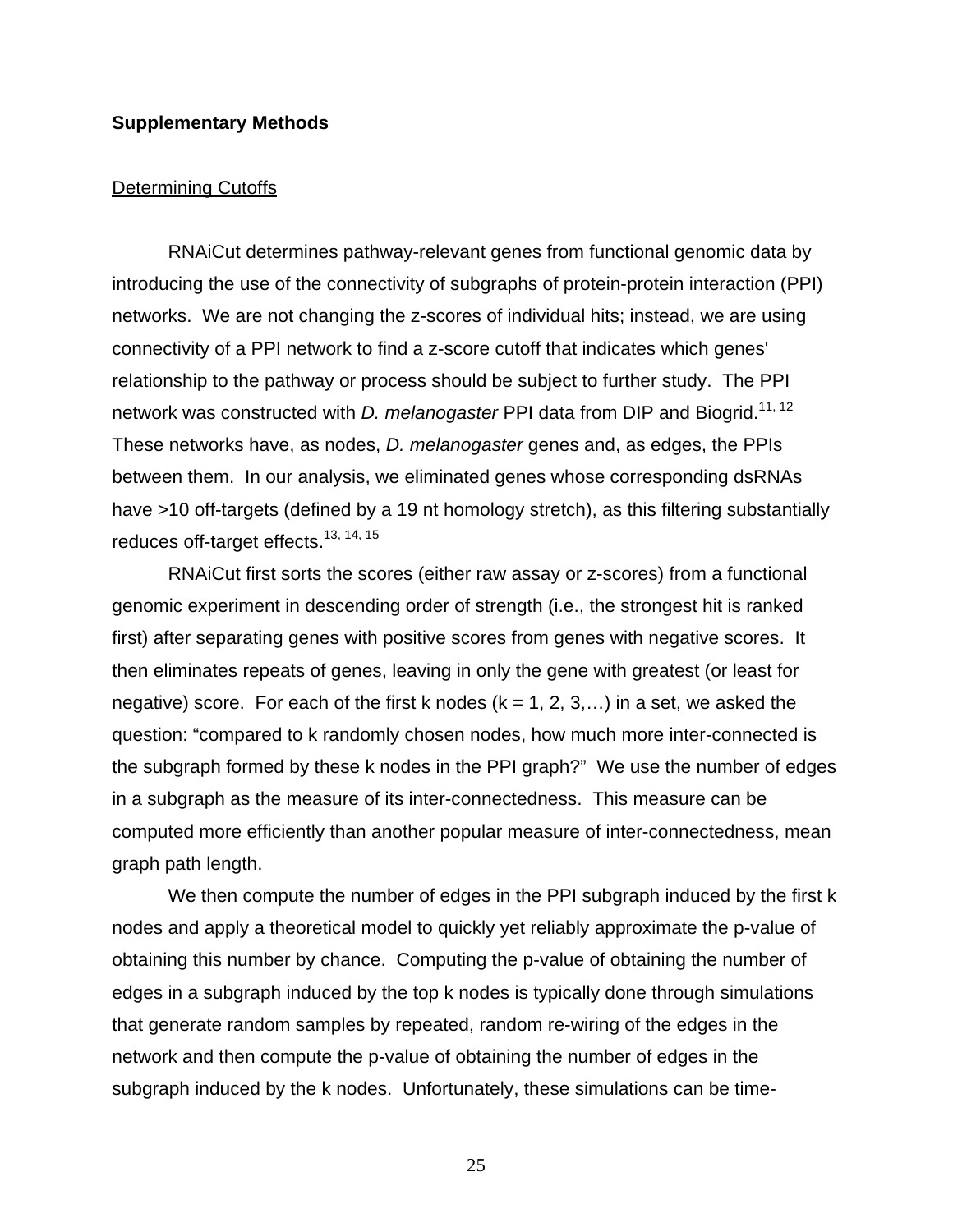**Supplementary Methods**

Determining Cutoffs

RNAiCut determines pathway-relevant genes from functional genomic data by introducing the use of the connectivity of subgraphs of protein-protein interaction (PPI) networks. We are not changing the z-scores of individual hits; instead, we are using connectivity of a PPI network to find a z-score cutoff that indicates which genes' relationship to the pathway or process should be subject to further study. The PPI network was constructed with *D. melanogaster* PPI data from DIP and Biogrid.[11, 12] These networks have, as nodes, *D. melanogaster* genes and, as edges, the PPIs between them. In our analysis, we eliminated genes whose corresponding dsRNAs have >10 off-targets (defined by a 19 nt homology stretch), as this filtering substantially reduces off-target effects.[13, 14, 15]

RNAiCut first sorts the scores (either raw assay or z-scores) from a functional genomic experiment in descending order of strength (i.e., the strongest hit is ranked first) after separating genes with positive scores from genes with negative scores. It then eliminates repeats of genes, leaving in only the gene with greatest (or least for negative) score. For each of the first k nodes (k = 1, 2, 3,…) in a set, we asked the question: "compared to k randomly chosen nodes, how much more inter-connected is the subgraph formed by these k nodes in the PPI graph?" We use the number of edges in a subgraph as the measure of its inter-connectedness. This measure can be computed more efficiently than another popular measure of inter-connectedness, mean graph path length.

We then compute the number of edges in the PPI subgraph induced by the first k nodes and apply a theoretical model to quickly yet reliably approximate the p-value of obtaining this number by chance. Computing the p-value of obtaining the number of edges in a subgraph induced by the top k nodes is typically done through simulations that generate random samples by repeated, random re-wiring of the edges in the network and then compute the p-value of obtaining the number of edges in the subgraph induced by the k nodes. Unfortunately, these simulations can be time-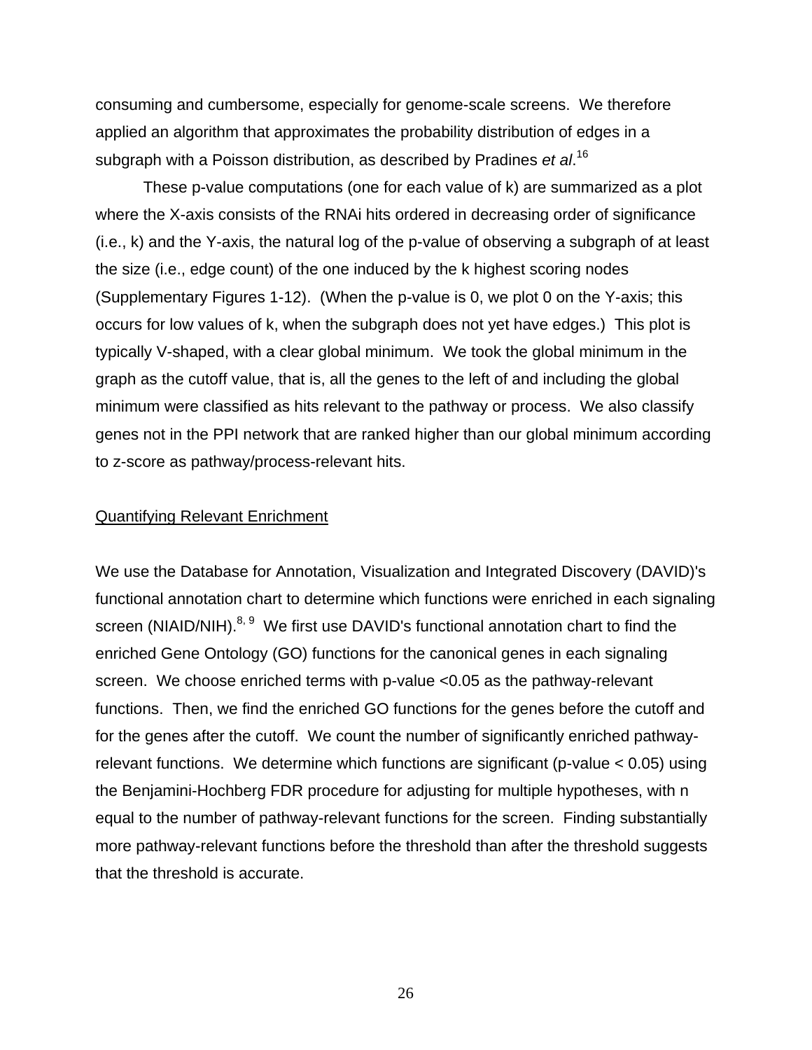consuming and cumbersome, especially for genome-scale screens. We therefore applied an algorithm that approximates the probability distribution of edges in a subgraph with a Poisson distribution, as described by Pradines *et al*.[16]

These p-value computations (one for each value of k) are summarized as a plot where the X-axis consists of the RNAi hits ordered in decreasing order of significance (i.e., k) and the Y-axis, the natural log of the p-value of observing a subgraph of at least the size (i.e., edge count) of the one induced by the k highest scoring nodes (Supplementary Figures 1-12). (When the p-value is 0, we plot 0 on the Y-axis; this occurs for low values of k, when the subgraph does not yet have edges.) This plot is typically V-shaped, with a clear global minimum. We took the global minimum in the graph as the cutoff value, that is, all the genes to the left of and including the global minimum were classified as hits relevant to the pathway or process. We also classify genes not in the PPI network that are ranked higher than our global minimum according to z-score as pathway/process-relevant hits.

<u>Quantifying Relevant Enrichment</u>

We use the Database for Annotation, Visualization and Integrated Discovery (DAVID)'s functional annotation chart to determine which functions were enriched in each signaling screen (NIAID/NIH).[8, 9] We first use DAVID's functional annotation chart to find the enriched Gene Ontology (GO) functions for the canonical genes in each signaling screen. We choose enriched terms with p-value <0.05 as the pathway-relevant functions. Then, we find the enriched GO functions for the genes before the cutoff and for the genes after the cutoff. We count the number of significantly enriched pathway-relevant functions. We determine which functions are significant (p-value < 0.05) using the Benjamini-Hochberg FDR procedure for adjusting for multiple hypotheses, with n equal to the number of pathway-relevant functions for the screen. Finding substantially more pathway-relevant functions before the threshold than after the threshold suggests that the threshold is accurate.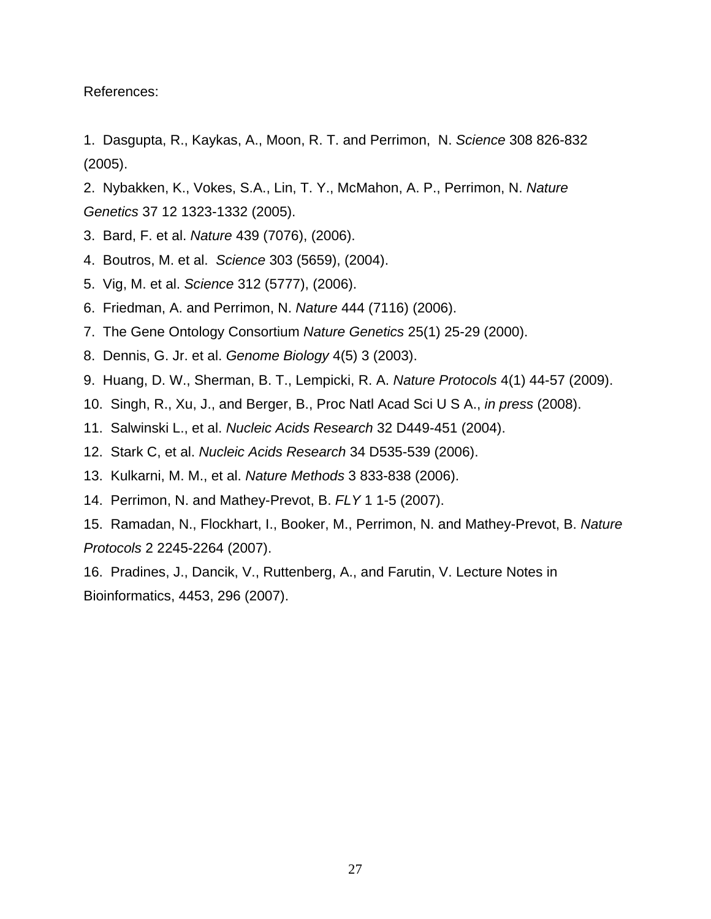References:

1. Dasgupta, R., Kaykas, A., Moon, R. T. and Perrimon, N. *Science* 308 826-832 (2005).
2. Nybakken, K., Vokes, S.A., Lin, T. Y., McMahon, A. P., Perrimon, N. *Nature Genetics* 37 12 1323-1332 (2005).
3. Bard, F. et al. *Nature* 439 (7076), (2006).
4. Boutros, M. et al. *Science* 303 (5659), (2004).
5. Vig, M. et al. *Science* 312 (5777), (2006).
6. Friedman, A. and Perrimon, N. *Nature* 444 (7116) (2006).
7. The Gene Ontology Consortium *Nature Genetics* 25(1) 25-29 (2000).
8. Dennis, G. Jr. et al. *Genome Biology* 4(5) 3 (2003).
9. Huang, D. W., Sherman, B. T., Lempicki, R. A. *Nature Protocols* 4(1) 44-57 (2009).
10. Singh, R., Xu, J., and Berger, B., Proc Natl Acad Sci U S A., *in press* (2008).
11. Salwinski L., et al. *Nucleic Acids Research* 32 D449-451 (2004).
12. Stark C, et al. *Nucleic Acids Research* 34 D535-539 (2006).
13. Kulkarni, M. M., et al. *Nature Methods* 3 833-838 (2006).
14. Perrimon, N. and Mathey-Prevot, B. *FLY* 1 1-5 (2007).
15. Ramadan, N., Flockhart, I., Booker, M., Perrimon, N. and Mathey-Prevot, B. *Nature Protocols* 2 2245-2264 (2007).
16. Pradines, J., Dancik, V., Ruttenberg, A., and Farutin, V. Lecture Notes in Bioinformatics, 4453, 296 (2007).